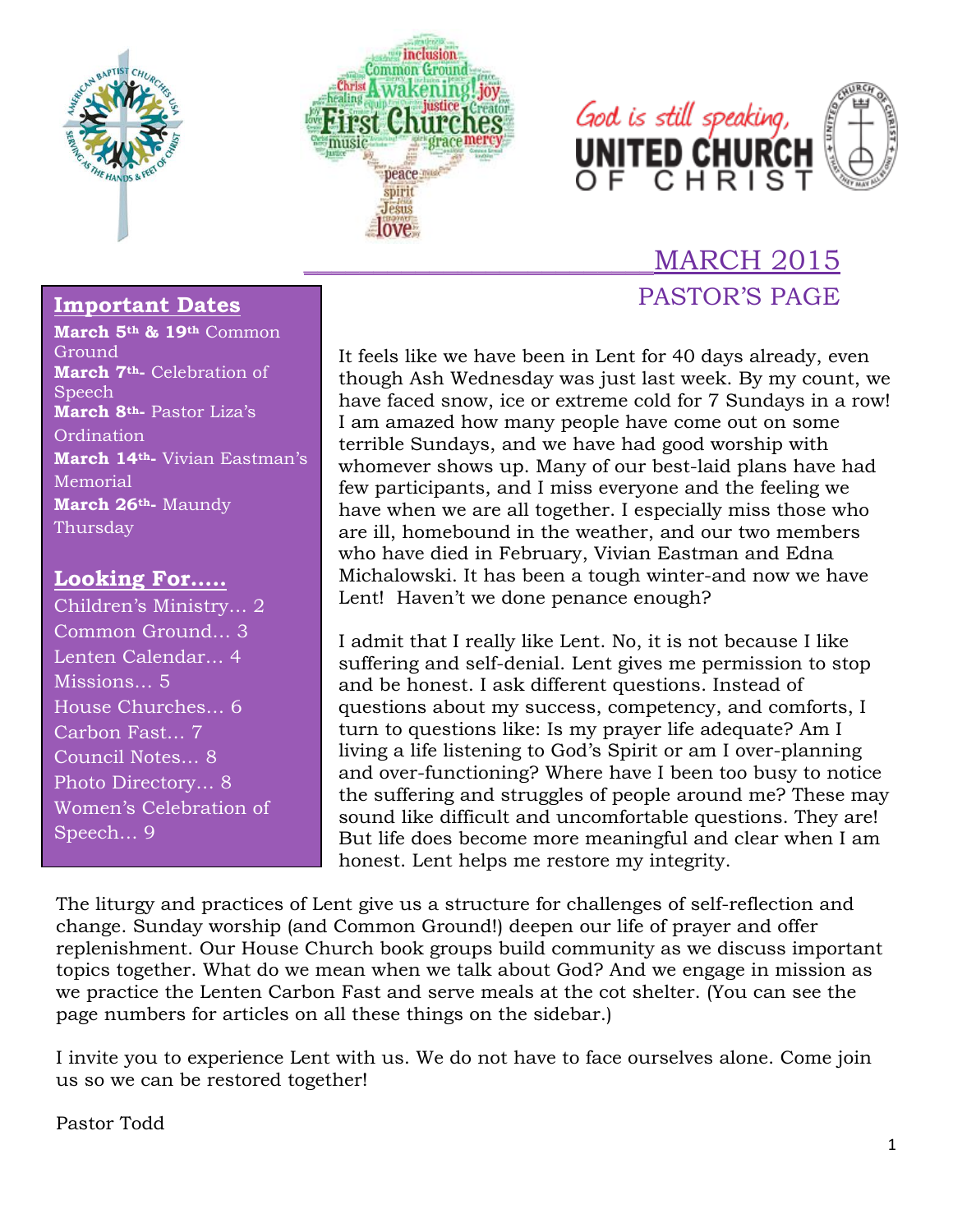# MARCH 2015

## PASTOR'S PAGE

### Important Dates

**March 5th & 19th** Common Ground
**March 7th-** Celebration of Speech
**March 8th-** Pastor Liza's Ordination
**March 14th-** Vivian Eastman's Memorial
**March 26th-** Maundy Thursday

### Looking For.....

Children's Ministry… 2
Common Ground… 3
Lenten Calendar… 4
Missions… 5
House Churches… 6
Carbon Fast… 7
Council Notes… 8
Photo Directory… 8
Women's Celebration of Speech… 9

It feels like we have been in Lent for 40 days already, even though Ash Wednesday was just last week. By my count, we have faced snow, ice or extreme cold for 7 Sundays in a row! I am amazed how many people have come out on some terrible Sundays, and we have had good worship with whomever shows up. Many of our best-laid plans have had few participants, and I miss everyone and the feeling we have when we are all together. I especially miss those who are ill, homebound in the weather, and our two members who have died in February, Vivian Eastman and Edna Michalowski. It has been a tough winter-and now we have Lent! Haven't we done penance enough?

I admit that I really like Lent. No, it is not because I like suffering and self-denial. Lent gives me permission to stop and be honest. I ask different questions. Instead of questions about my success, competency, and comforts, I turn to questions like: Is my prayer life adequate? Am I living a life listening to God's Spirit or am I over-planning and over-functioning? Where have I been too busy to notice the suffering and struggles of people around me? These may sound like difficult and uncomfortable questions. They are! But life does become more meaningful and clear when I am honest. Lent helps me restore my integrity.

The liturgy and practices of Lent give us a structure for challenges of self-reflection and change. Sunday worship (and Common Ground!) deepen our life of prayer and offer replenishment. Our House Church book groups build community as we discuss important topics together. What do we mean when we talk about God? And we engage in mission as we practice the Lenten Carbon Fast and serve meals at the cot shelter. (You can see the page numbers for articles on all these things on the sidebar.)

I invite you to experience Lent with us. We do not have to face ourselves alone. Come join us so we can be restored together!

Pastor Todd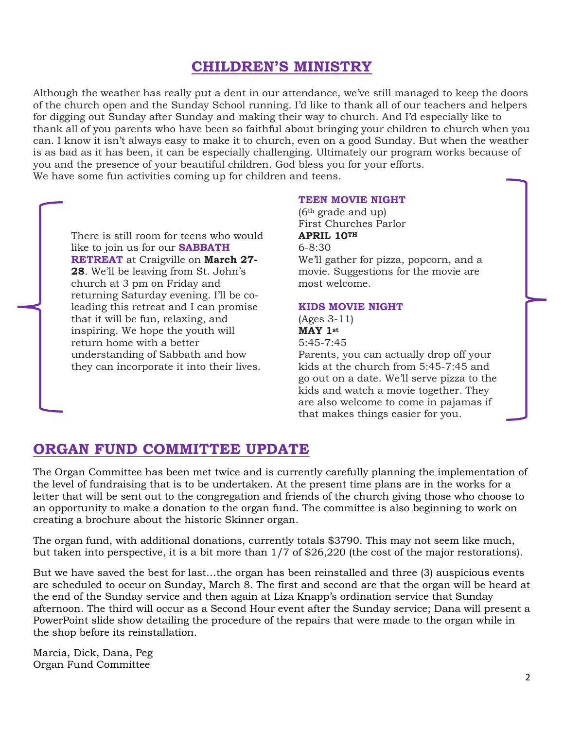# CHILDREN'S MINISTRY

Although the weather has really put a dent in our attendance, we've still managed to keep the doors of the church open and the Sunday School running. I'd like to thank all of our teachers and helpers for digging out Sunday after Sunday and making their way to church. And I'd especially like to thank all of you parents who have been so faithful about bringing your children to church when you can. I know it isn't always easy to make it to church, even on a good Sunday. But when the weather is as bad as it has been, it can be especially challenging. Ultimately our program works because of you and the presence of your beautiful children. God bless you for your efforts.
We have some fun activities coming up for children and teens.

There is still room for teens who would like to join us for our **SABBATH RETREAT** at Craigville on **March 27-28**. We'll be leaving from St. John's church at 3 pm on Friday and returning Saturday evening. I'll be co-leading this retreat and I can promise that it will be fun, relaxing, and inspiring. We hope the youth will return home with a better understanding of Sabbath and how they can incorporate it into their lives.

**TEEN MOVIE NIGHT**
(6th grade and up)
First Churches Parlor
**APRIL 10TH**
6-8:30
We'll gather for pizza, popcorn, and a movie. Suggestions for the movie are most welcome.

**KIDS MOVIE NIGHT**
(Ages 3-11)
**MAY 1st**
5:45-7:45
Parents, you can actually drop off your kids at the church from 5:45-7:45 and go out on a date. We'll serve pizza to the kids and watch a movie together. They are also welcome to come in pajamas if that makes things easier for you.

# ORGAN FUND COMMITTEE UPDATE

The Organ Committee has been met twice and is currently carefully planning the implementation of the level of fundraising that is to be undertaken. At the present time plans are in the works for a letter that will be sent out to the congregation and friends of the church giving those who choose to an opportunity to make a donation to the organ fund. The committee is also beginning to work on creating a brochure about the historic Skinner organ.

The organ fund, with additional donations, currently totals $3790. This may not seem like much, but taken into perspective, it is a bit more than 1/7 of $26,220 (the cost of the major restorations).

But we have saved the best for last…the organ has been reinstalled and three (3) auspicious events are scheduled to occur on Sunday, March 8. The first and second are that the organ will be heard at the end of the Sunday service and then again at Liza Knapp's ordination service that Sunday afternoon. The third will occur as a Second Hour event after the Sunday service; Dana will present a PowerPoint slide show detailing the procedure of the repairs that were made to the organ while in the shop before its reinstallation.

Marcia, Dick, Dana, Peg
Organ Fund Committee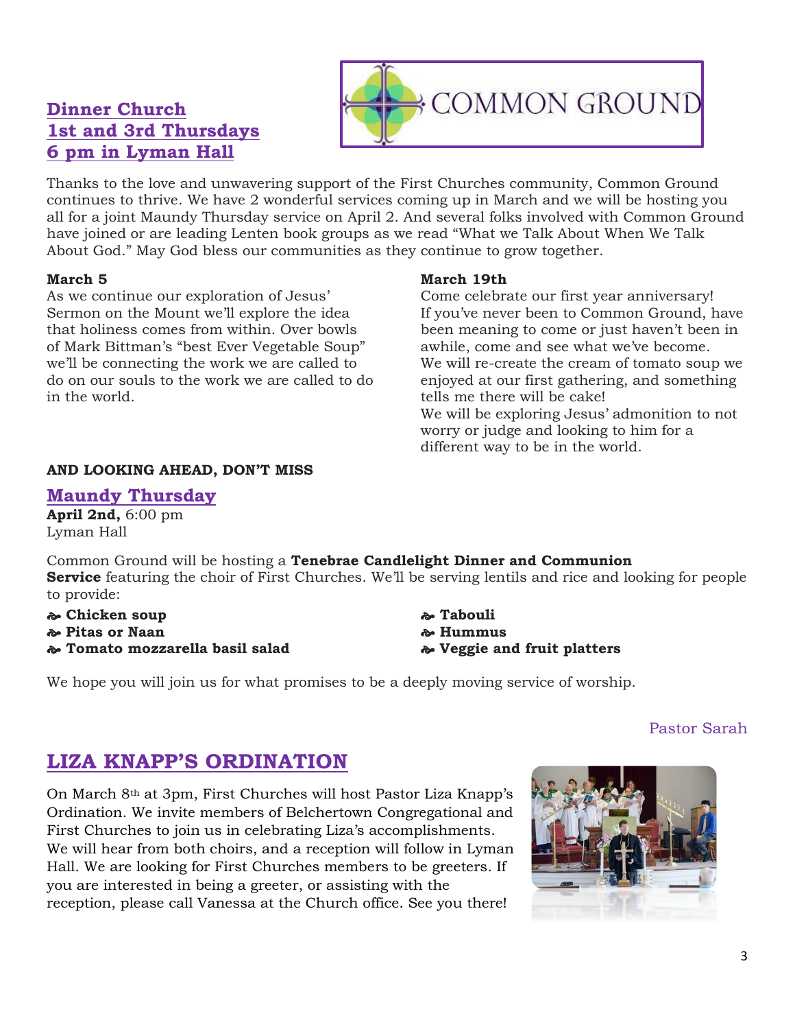## Dinner Church
## 1st and 3rd Thursdays
## 6 pm in Lyman Hall

COMMON GROUND

Thanks to the love and unwavering support of the First Churches community, Common Ground continues to thrive. We have 2 wonderful services coming up in March and we will be hosting you all for a joint Maundy Thursday service on April 2. And several folks involved with Common Ground have joined or are leading Lenten book groups as we read "What we Talk About When We Talk About God." May God bless our communities as they continue to grow together.

**March 5**

As we continue our exploration of Jesus' Sermon on the Mount we'll explore the idea that holiness comes from within. Over bowls of Mark Bittman's "best Ever Vegetable Soup" we'll be connecting the work we are called to do on our souls to the work we are called to do in the world.

**March 19th**

Come celebrate our first year anniversary! If you've never been to Common Ground, have been meaning to come or just haven't been in awhile, come and see what we've become. We will re-create the cream of tomato soup we enjoyed at our first gathering, and something tells me there will be cake!

We will be exploring Jesus' admonition to not worry or judge and looking to him for a different way to be in the world.

**AND LOOKING AHEAD, DON'T MISS**

## Maundy Thursday

**April 2nd,** 6:00 pm
Lyman Hall

Common Ground will be hosting a **Tenebrae Candlelight Dinner and Communion Service** featuring the choir of First Churches. We'll be serving lentils and rice and looking for people to provide:

- **Chicken soup**
- **Pitas or Naan**
- **Tomato mozzarella basil salad**
- **Tabouli**
- **Hummus**
- **Veggie and fruit platters**

We hope you will join us for what promises to be a deeply moving service of worship.

Pastor Sarah

## LIZA KNAPP'S ORDINATION

On March 8th at 3pm, First Churches will host Pastor Liza Knapp's Ordination. We invite members of Belchertown Congregational and First Churches to join us in celebrating Liza's accomplishments. We will hear from both choirs, and a reception will follow in Lyman Hall. We are looking for First Churches members to be greeters. If you are interested in being a greeter, or assisting with the reception, please call Vanessa at the Church office. See you there!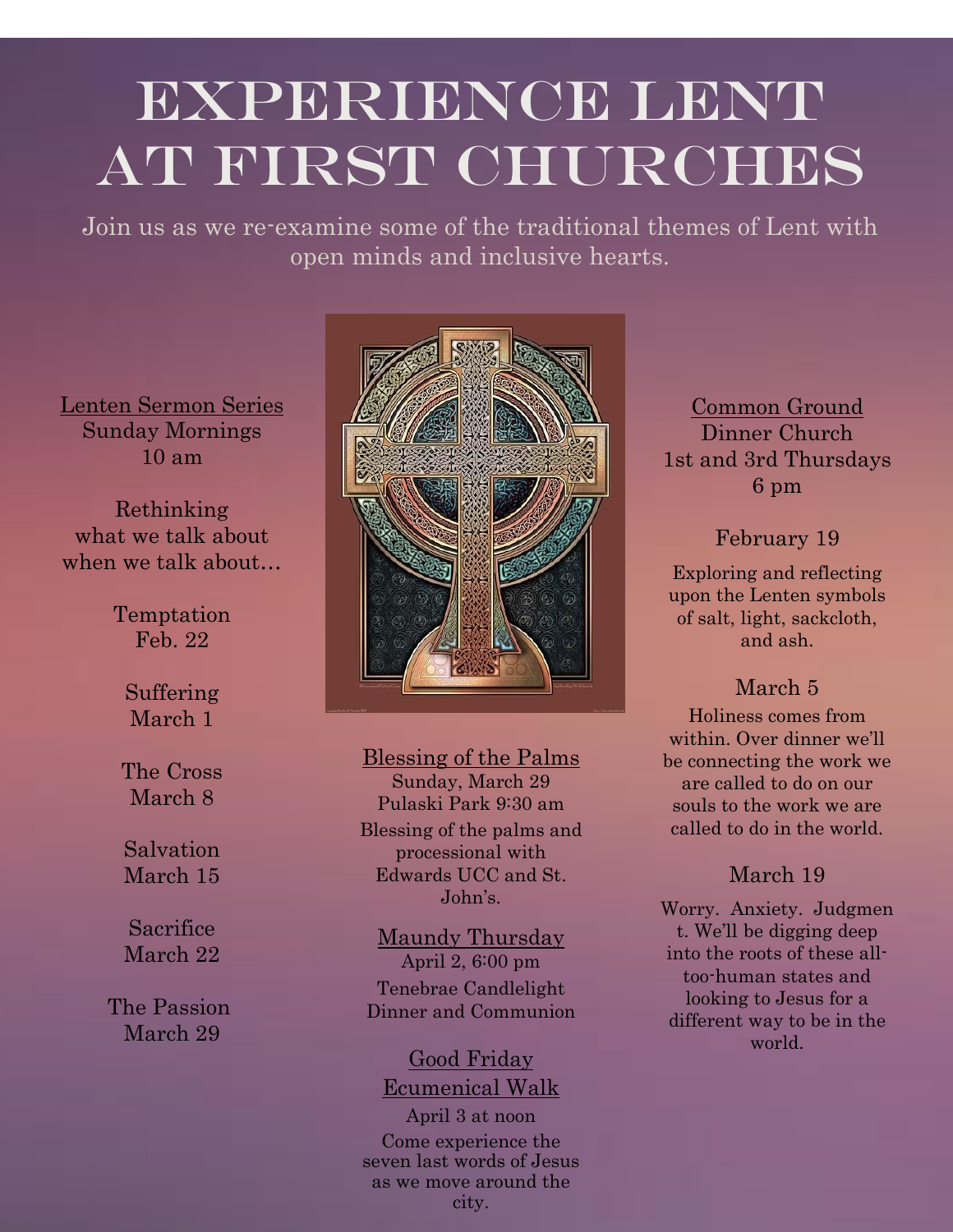# EXPERIENCE LENT AT FIRST CHURCHES

Join us as we re-examine some of the traditional themes of Lent with open minds and inclusive hearts.

## Lenten Sermon Series

Sunday Mornings
10 am

Rethinking what we talk about when we talk about…

Temptation
Feb. 22

Suffering
March 1

The Cross
March 8

Salvation
March 15

Sacrifice
March 22

The Passion
March 29

## Blessing of the Palms

Sunday, March 29
Pulaski Park 9:30 am

Blessing of the palms and processional with Edwards UCC and St. John's.

## Maundy Thursday

April 2, 6:00 pm

Tenebrae Candlelight Dinner and Communion

## Good Friday Ecumenical Walk

April 3 at noon

Come experience the seven last words of Jesus as we move around the city.

## Common Ground

Dinner Church
1st and 3rd Thursdays
6 pm

### February 19

Exploring and reflecting upon the Lenten symbols of salt, light, sackcloth, and ash.

### March 5

Holiness comes from within. Over dinner we'll be connecting the work we are called to do on our souls to the work we are called to do in the world.

### March 19

Worry. Anxiety. Judgment. We'll be digging deep into the roots of these all-too-human states and looking to Jesus for a different way to be in the world.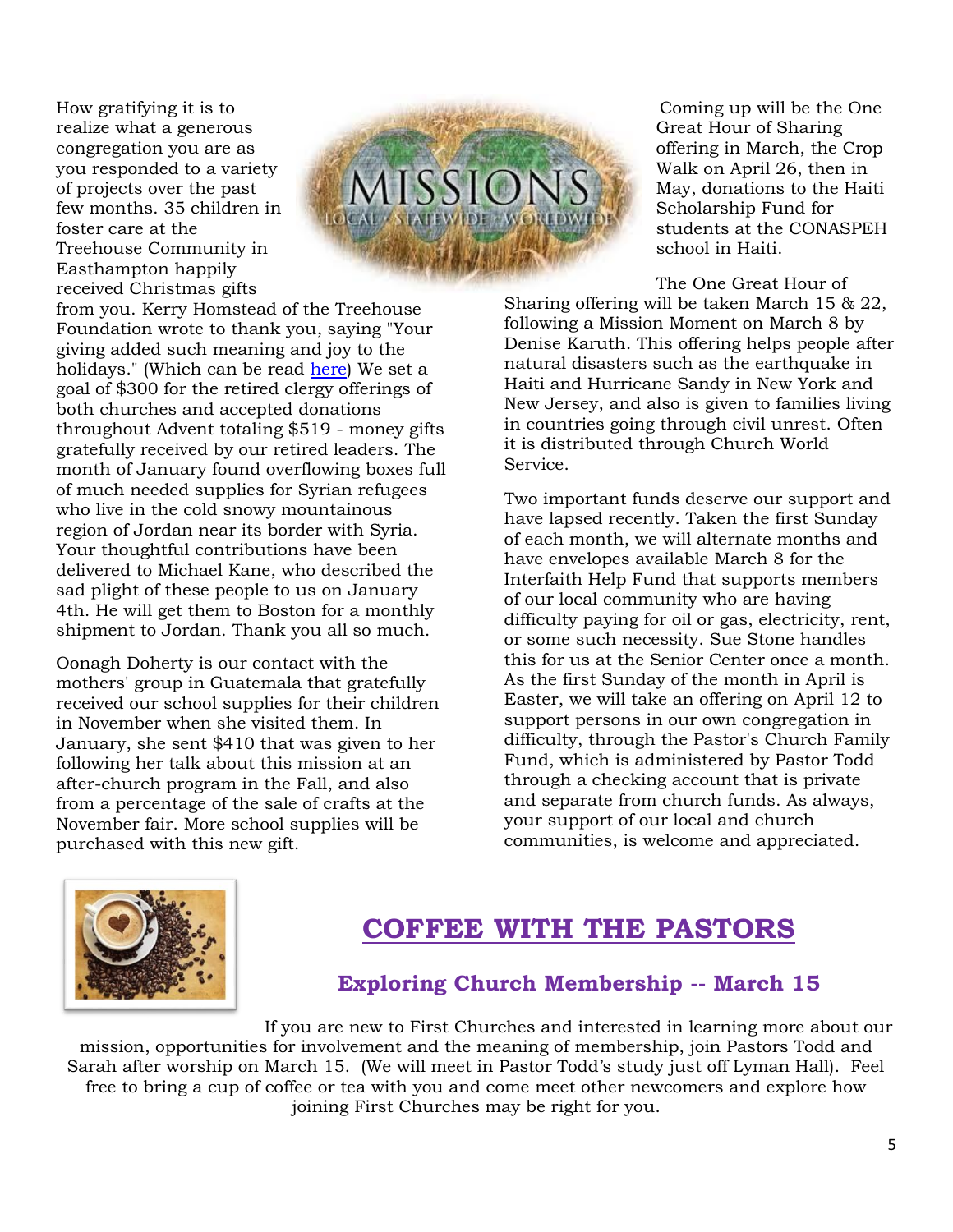How gratifying it is to realize what a generous congregation you are as you responded to a variety of projects over the past few months. 35 children in foster care at the Treehouse Community in Easthampton happily received Christmas gifts from you. Kerry Homstead of the Treehouse Foundation wrote to thank you, saying "Your giving added such meaning and joy to the holidays." (Which can be read here) We set a goal of $300 for the retired clergy offerings of both churches and accepted donations throughout Advent totaling $519 - money gifts gratefully received by our retired leaders. The month of January found overflowing boxes full of much needed supplies for Syrian refugees who live in the cold snowy mountainous region of Jordan near its border with Syria. Your thoughtful contributions have been delivered to Michael Kane, who described the sad plight of these people to us on January 4th. He will get them to Boston for a monthly shipment to Jordan. Thank you all so much.

Oonagh Doherty is our contact with the mothers' group in Guatemala that gratefully received our school supplies for their children in November when she visited them. In January, she sent $410 that was given to her following her talk about this mission at an after-church program in the Fall, and also from a percentage of the sale of crafts at the November fair. More school supplies will be purchased with this new gift.

Coming up will be the One Great Hour of Sharing offering in March, the Crop Walk on April 26, then in May, donations to the Haiti Scholarship Fund for students at the CONASPEH school in Haiti.

The One Great Hour of Sharing offering will be taken March 15 & 22, following a Mission Moment on March 8 by Denise Karuth. This offering helps people after natural disasters such as the earthquake in Haiti and Hurricane Sandy in New York and New Jersey, and also is given to families living in countries going through civil unrest. Often it is distributed through Church World Service.

Two important funds deserve our support and have lapsed recently. Taken the first Sunday of each month, we will alternate months and have envelopes available March 8 for the Interfaith Help Fund that supports members of our local community who are having difficulty paying for oil or gas, electricity, rent, or some such necessity. Sue Stone handles this for us at the Senior Center once a month. As the first Sunday of the month in April is Easter, we will take an offering on April 12 to support persons in our own congregation in difficulty, through the Pastor's Church Family Fund, which is administered by Pastor Todd through a checking account that is private and separate from church funds. As always, your support of our local and church communities, is welcome and appreciated.

## COFFEE WITH THE PASTORS

### Exploring Church Membership -- March 15

If you are new to First Churches and interested in learning more about our mission, opportunities for involvement and the meaning of membership, join Pastors Todd and Sarah after worship on March 15. (We will meet in Pastor Todd's study just off Lyman Hall). Feel free to bring a cup of coffee or tea with you and come meet other newcomers and explore how joining First Churches may be right for you.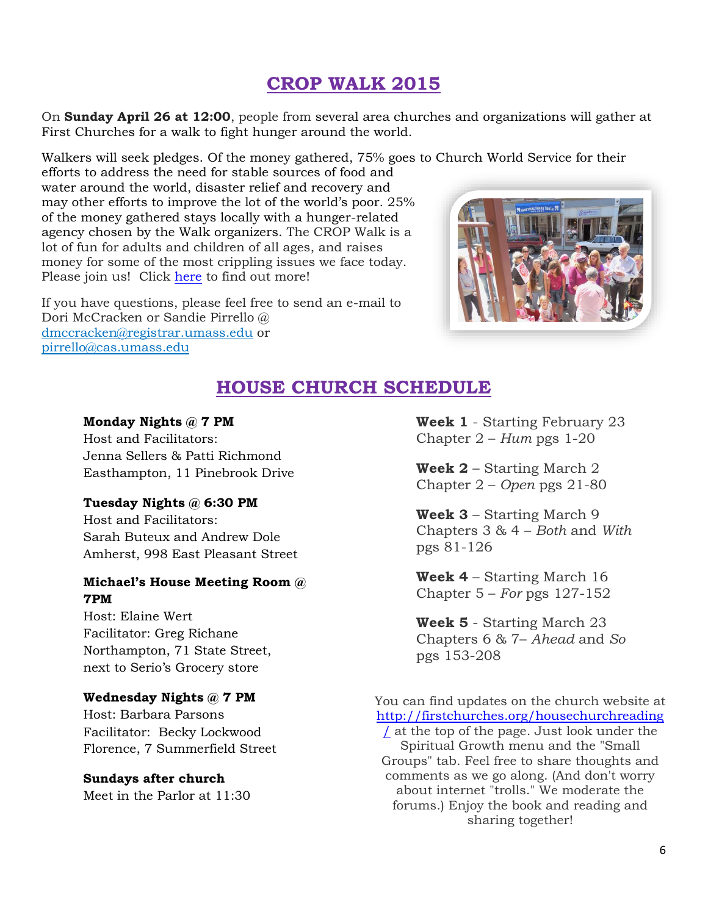## CROP WALK 2015

On **Sunday April 26 at 12:00**, people from several area churches and organizations will gather at First Churches for a walk to fight hunger around the world.

Walkers will seek pledges. Of the money gathered, 75% goes to Church World Service for their efforts to address the need for stable sources of food and water around the world, disaster relief and recovery and may other efforts to improve the lot of the world's poor. 25% of the money gathered stays locally with a hunger-related agency chosen by the Walk organizers. The CROP Walk is a lot of fun for adults and children of all ages, and raises money for some of the most crippling issues we face today. Please join us! Click here to find out more!

If you have questions, please feel free to send an e-mail to Dori McCracken or Sandie Pirrello @ dmccracken@registrar.umass.edu or pirrello@cas.umass.edu

## HOUSE CHURCH SCHEDULE

**Monday Nights @ 7 PM**
Host and Facilitators:
Jenna Sellers & Patti Richmond
Easthampton, 11 Pinebrook Drive

**Tuesday Nights @ 6:30 PM**
Host and Facilitators:
Sarah Buteux and Andrew Dole
Amherst, 998 East Pleasant Street

**Michael's House Meeting Room @ 7PM**
Host: Elaine Wert
Facilitator: Greg Richane
Northampton, 71 State Street, next to Serio's Grocery store

**Wednesday Nights @ 7 PM**
Host: Barbara Parsons
Facilitator: Becky Lockwood
Florence, 7 Summerfield Street

**Sundays after church**
Meet in the Parlor at 11:30

**Week 1** - Starting February 23
Chapter 2 – *Hum* pgs 1-20

**Week 2** – Starting March 2
Chapter 2 – *Open* pgs 21-80

**Week 3** – Starting March 9
Chapters 3 & 4 – *Both* and *With* pgs 81-126

**Week 4** – Starting March 16
Chapter 5 – *For* pgs 127-152

**Week 5** - Starting March 23
Chapters 6 & 7– *Ahead* and *So* pgs 153-208

You can find updates on the church website at http://firstchurches.org/housechurchreading/ at the top of the page. Just look under the Spiritual Growth menu and the "Small Groups" tab. Feel free to share thoughts and comments as we go along. (And don't worry about internet "trolls." We moderate the forums.) Enjoy the book and reading and sharing together!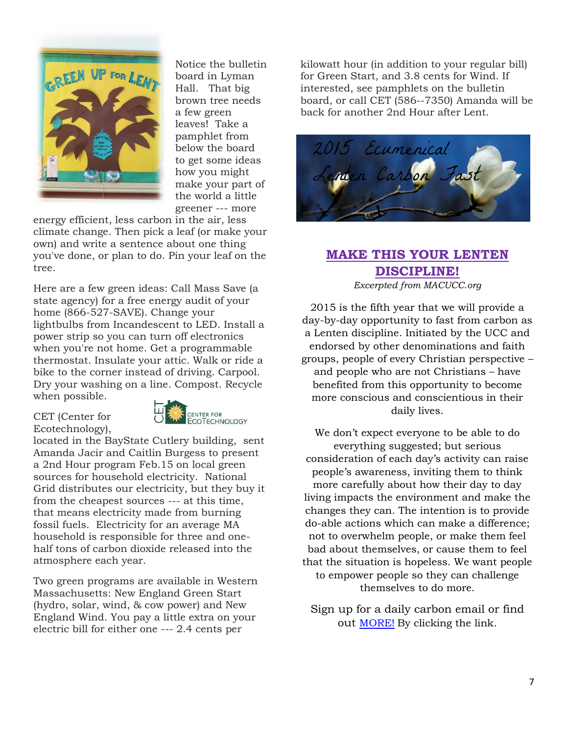Notice the bulletin board in Lyman Hall. That big brown tree needs a few green leaves! Take a pamphlet from below the board to get some ideas how you might make your part of the world a little greener --- more energy efficient, less carbon in the air, less climate change. Then pick a leaf (or make your own) and write a sentence about one thing you've done, or plan to do. Pin your leaf on the tree.

Here are a few green ideas: Call Mass Save (a state agency) for a free energy audit of your home (866-527-SAVE). Change your lightbulbs from Incandescent to LED. Install a power strip so you can turn off electronics when you're not home. Get a programmable thermostat. Insulate your attic. Walk or ride a bike to the corner instead of driving. Carpool. Dry your washing on a line. Compost. Recycle when possible.

CET (Center for Ecotechnology), located in the BayState Cutlery building, sent Amanda Jacir and Caitlin Burgess to present a 2nd Hour program Feb.15 on local green sources for household electricity. National Grid distributes our electricity, but they buy it from the cheapest sources --- at this time, that means electricity made from burning fossil fuels. Electricity for an average MA household is responsible for three and one-half tons of carbon dioxide released into the atmosphere each year.

Two green programs are available in Western Massachusetts: New England Green Start (hydro, solar, wind, & cow power) and New England Wind. You pay a little extra on your electric bill for either one --- 2.4 cents per kilowatt hour (in addition to your regular bill) for Green Start, and 3.8 cents for Wind. If interested, see pamphlets on the bulletin board, or call CET (586--7350) Amanda will be back for another 2nd Hour after Lent.

## MAKE THIS YOUR LENTEN DISCIPLINE!

*Excerpted from MACUCC.org*

2015 is the fifth year that we will provide a day-by-day opportunity to fast from carbon as a Lenten discipline. Initiated by the UCC and endorsed by other denominations and faith groups, people of every Christian perspective – and people who are not Christians – have benefited from this opportunity to become more conscious and conscientious in their daily lives.

We don't expect everyone to be able to do everything suggested; but serious consideration of each day's activity can raise people's awareness, inviting them to think more carefully about how their day to day living impacts the environment and make the changes they can. The intention is to provide do-able actions which can make a difference; not to overwhelm people, or make them feel bad about themselves, or cause them to feel that the situation is hopeless. We want people to empower people so they can challenge themselves to do more.

Sign up for a daily carbon email or find out MORE! By clicking the link.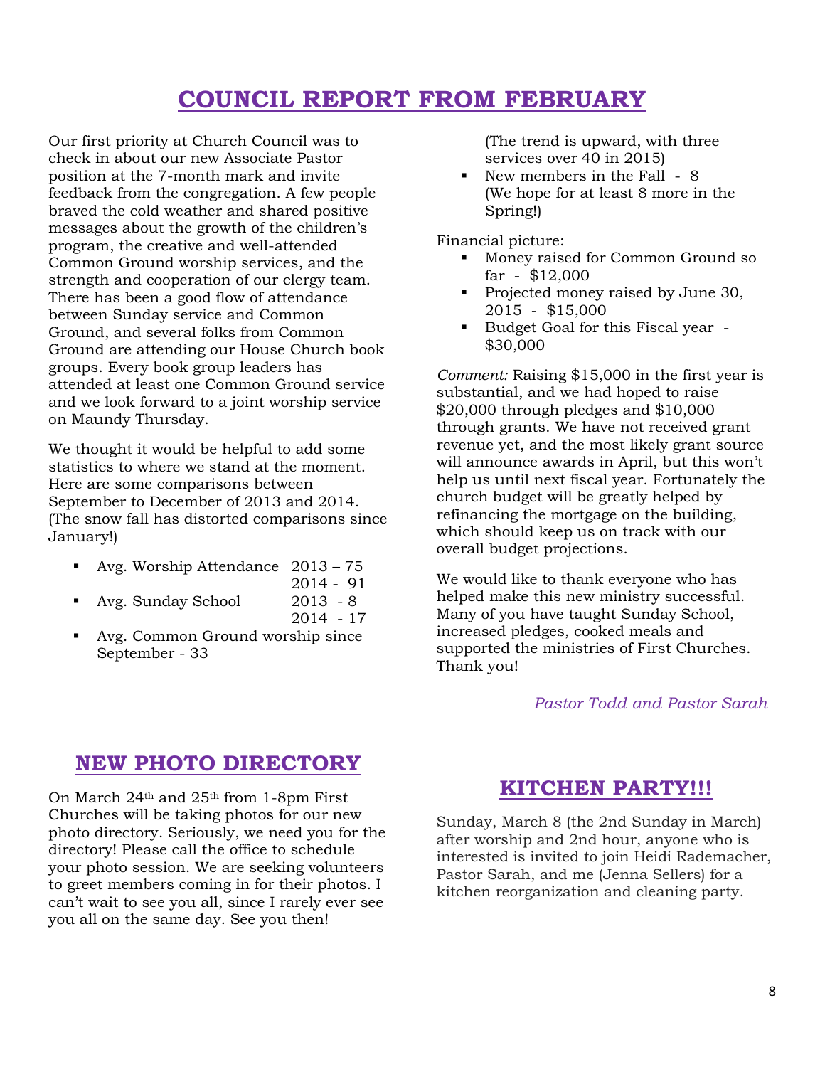# COUNCIL REPORT FROM FEBRUARY

Our first priority at Church Council was to check in about our new Associate Pastor position at the 7-month mark and invite feedback from the congregation. A few people braved the cold weather and shared positive messages about the growth of the children's program, the creative and well-attended Common Ground worship services, and the strength and cooperation of our clergy team. There has been a good flow of attendance between Sunday service and Common Ground, and several folks from Common Ground are attending our House Church book groups. Every book group leaders has attended at least one Common Ground service and we look forward to a joint worship service on Maundy Thursday.

We thought it would be helpful to add some statistics to where we stand at the moment. Here are some comparisons between September to December of 2013 and 2014. (The snow fall has distorted comparisons since January!)

- Avg. Worship Attendance 2013 – 75
  2014 - 91
- Avg. Sunday School 2013 - 8
  2014 - 17
- Avg. Common Ground worship since September - 33
  (The trend is upward, with three services over 40 in 2015)
- New members in the Fall - 8
  (We hope for at least 8 more in the Spring!)

Financial picture:

- Money raised for Common Ground so far - $12,000
- Projected money raised by June 30, 2015 - $15,000
- Budget Goal for this Fiscal year - $30,000

*Comment:* Raising $15,000 in the first year is substantial, and we had hoped to raise $20,000 through pledges and $10,000 through grants. We have not received grant revenue yet, and the most likely grant source will announce awards in April, but this won't help us until next fiscal year. Fortunately the church budget will be greatly helped by refinancing the mortgage on the building, which should keep us on track with our overall budget projections.

We would like to thank everyone who has helped make this new ministry successful. Many of you have taught Sunday School, increased pledges, cooked meals and supported the ministries of First Churches. Thank you!

*Pastor Todd and Pastor Sarah*

## NEW PHOTO DIRECTORY

On March 24th and 25th from 1-8pm First Churches will be taking photos for our new photo directory. Seriously, we need you for the directory! Please call the office to schedule your photo session. We are seeking volunteers to greet members coming in for their photos. I can't wait to see you all, since I rarely ever see you all on the same day. See you then!

## KITCHEN PARTY!!!

Sunday, March 8 (the 2nd Sunday in March) after worship and 2nd hour, anyone who is interested is invited to join Heidi Rademacher, Pastor Sarah, and me (Jenna Sellers) for a kitchen reorganization and cleaning party.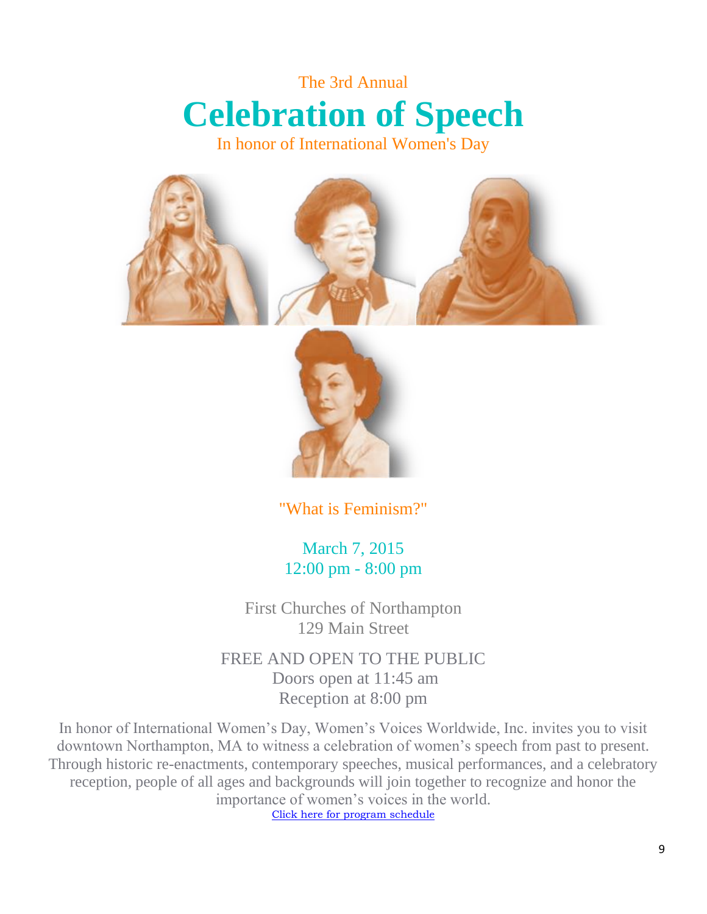The 3rd Annual

# Celebration of Speech

In honor of International Women's Day

"What is Feminism?"

March 7, 2015
12:00 pm - 8:00 pm

First Churches of Northampton
129 Main Street

FREE AND OPEN TO THE PUBLIC
Doors open at 11:45 am
Reception at 8:00 pm

In honor of International Women's Day, Women's Voices Worldwide, Inc. invites you to visit downtown Northampton, MA to witness a celebration of women's speech from past to present. Through historic re-enactments, contemporary speeches, musical performances, and a celebratory reception, people of all ages and backgrounds will join together to recognize and honor the importance of women's voices in the world.

Click here for program schedule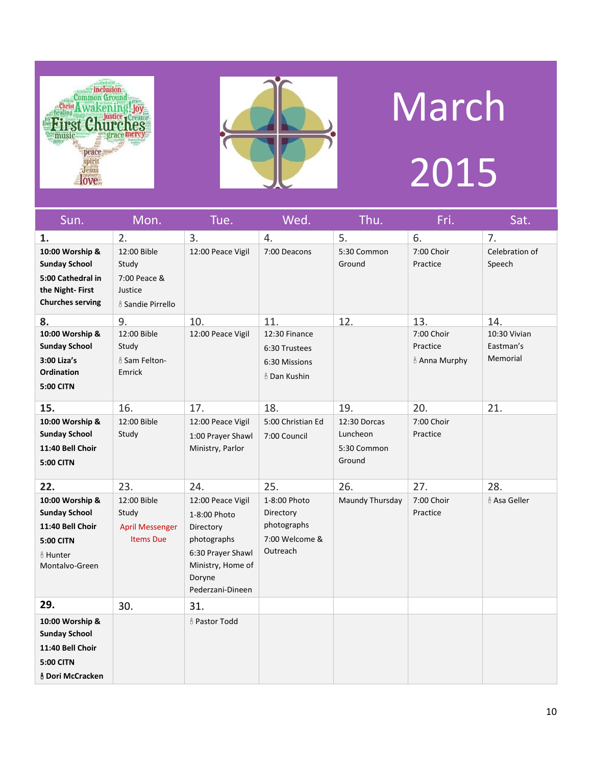# March 2015

| Sun. | Mon. | Tue. | Wed. | Thu. | Fri. | Sat. |
|---|---|---|---|---|---|---|
| **1.** **10:00 Worship & Sunday School** **5:00 Cathedral in the Night- First Churches serving** | 2. 12:00 Bible Study 7:00 Peace & Justice 🕯 Sandie Pirrello | 3. 12:00 Peace Vigil | 4. 7:00 Deacons | 5. 5:30 Common Ground | 6. 7:00 Choir Practice | 7. Celebration of Speech |
| **8.** **10:00 Worship & Sunday School** **3:00 Liza's Ordination** **5:00 CITN** | 9. 12:00 Bible Study 🕯 Sam Felton-Emrick | 10. 12:00 Peace Vigil | 11. 12:30 Finance 6:30 Trustees 6:30 Missions 🕯 Dan Kushin | 12. | 13. 7:00 Choir Practice 🕯 Anna Murphy | 14. 10:30 Vivian Eastman's Memorial |
| **15.** **10:00 Worship & Sunday School** **11:40 Bell Choir** **5:00 CITN** | 16. 12:00 Bible Study | 17. 12:00 Peace Vigil 1:00 Prayer Shawl Ministry, Parlor | 18. 5:00 Christian Ed 7:00 Council | 19. 12:30 Dorcas Luncheon 5:30 Common Ground | 20. 7:00 Choir Practice | 21. |
| **22.** **10:00 Worship & Sunday School** **11:40 Bell Choir** **5:00 CITN** 🕯 Hunter Montalvo-Green | 23. 12:00 Bible Study April Messenger Items Due | 24. 12:00 Peace Vigil 1-8:00 Photo Directory photographs 6:30 Prayer Shawl Ministry, Home of Doryne Pederzani-Dineen | 25. 1-8:00 Photo Directory photographs 7:00 Welcome & Outreach | 26. Maundy Thursday | 27. 7:00 Choir Practice | 28. 🕯 Asa Geller |
| **29.** **10:00 Worship & Sunday School** **11:40 Bell Choir** **5:00 CITN** **🕯 Dori McCracken** | 30. | 31. 🕯 Pastor Todd | | | | |